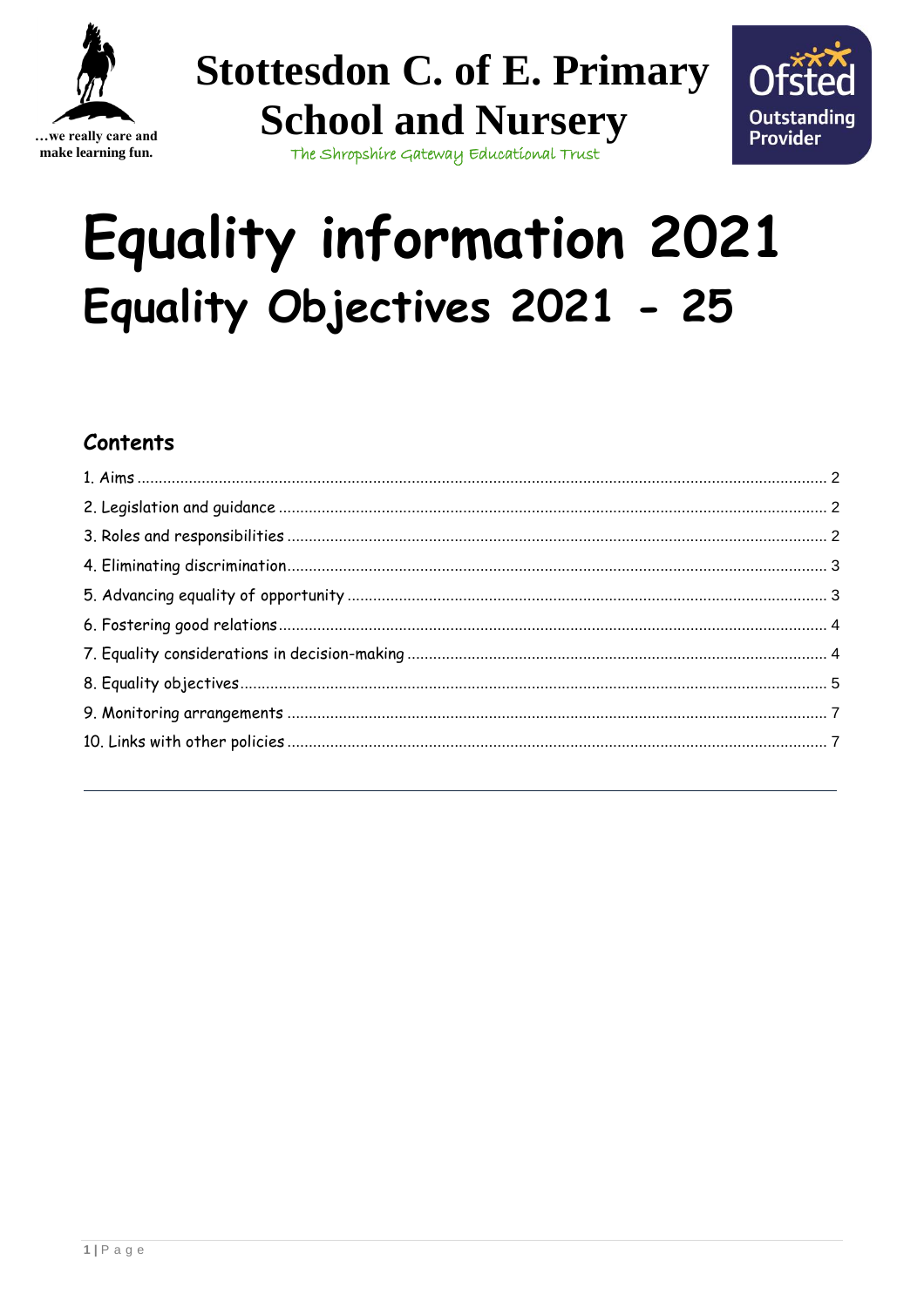…we really care and make learning fun.

# Stottesdon C. of E. Primary School and Nursery

The Shropshire Gateway Educational Trust

Ofsted Outstanding Provider

# Equality information 2021
# Equality Objectives 2021 - 25

## Contents

1. Aims ..... 2
2. Legislation and guidance ..... 2
3. Roles and responsibilities ..... 2
4. Eliminating discrimination ..... 3
5. Advancing equality of opportunity ..... 3
6. Fostering good relations ..... 4
7. Equality considerations in decision-making ..... 4
8. Equality objectives ..... 5
9. Monitoring arrangements ..... 7
10. Links with other policies ..... 7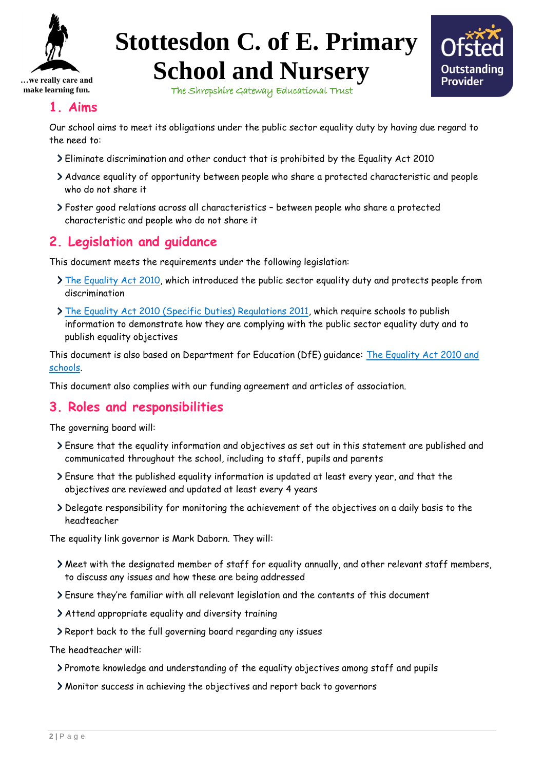## 1. Aims

Our school aims to meet its obligations under the public sector equality duty by having due regard to the need to:

- Eliminate discrimination and other conduct that is prohibited by the Equality Act 2010
- Advance equality of opportunity between people who share a protected characteristic and people who do not share it
- Foster good relations across all characteristics – between people who share a protected characteristic and people who do not share it

## 2. Legislation and guidance

This document meets the requirements under the following legislation:

- The Equality Act 2010, which introduced the public sector equality duty and protects people from discrimination
- The Equality Act 2010 (Specific Duties) Regulations 2011, which require schools to publish information to demonstrate how they are complying with the public sector equality duty and to publish equality objectives

This document is also based on Department for Education (DfE) guidance: The Equality Act 2010 and schools.

This document also complies with our funding agreement and articles of association.

## 3. Roles and responsibilities

The governing board will:

- Ensure that the equality information and objectives as set out in this statement are published and communicated throughout the school, including to staff, pupils and parents
- Ensure that the published equality information is updated at least every year, and that the objectives are reviewed and updated at least every 4 years
- Delegate responsibility for monitoring the achievement of the objectives on a daily basis to the headteacher

The equality link governor is Mark Daborn. They will:

- Meet with the designated member of staff for equality annually, and other relevant staff members, to discuss any issues and how these are being addressed
- Ensure they're familiar with all relevant legislation and the contents of this document
- Attend appropriate equality and diversity training
- Report back to the full governing board regarding any issues

The headteacher will:

- Promote knowledge and understanding of the equality objectives among staff and pupils
- Monitor success in achieving the objectives and report back to governors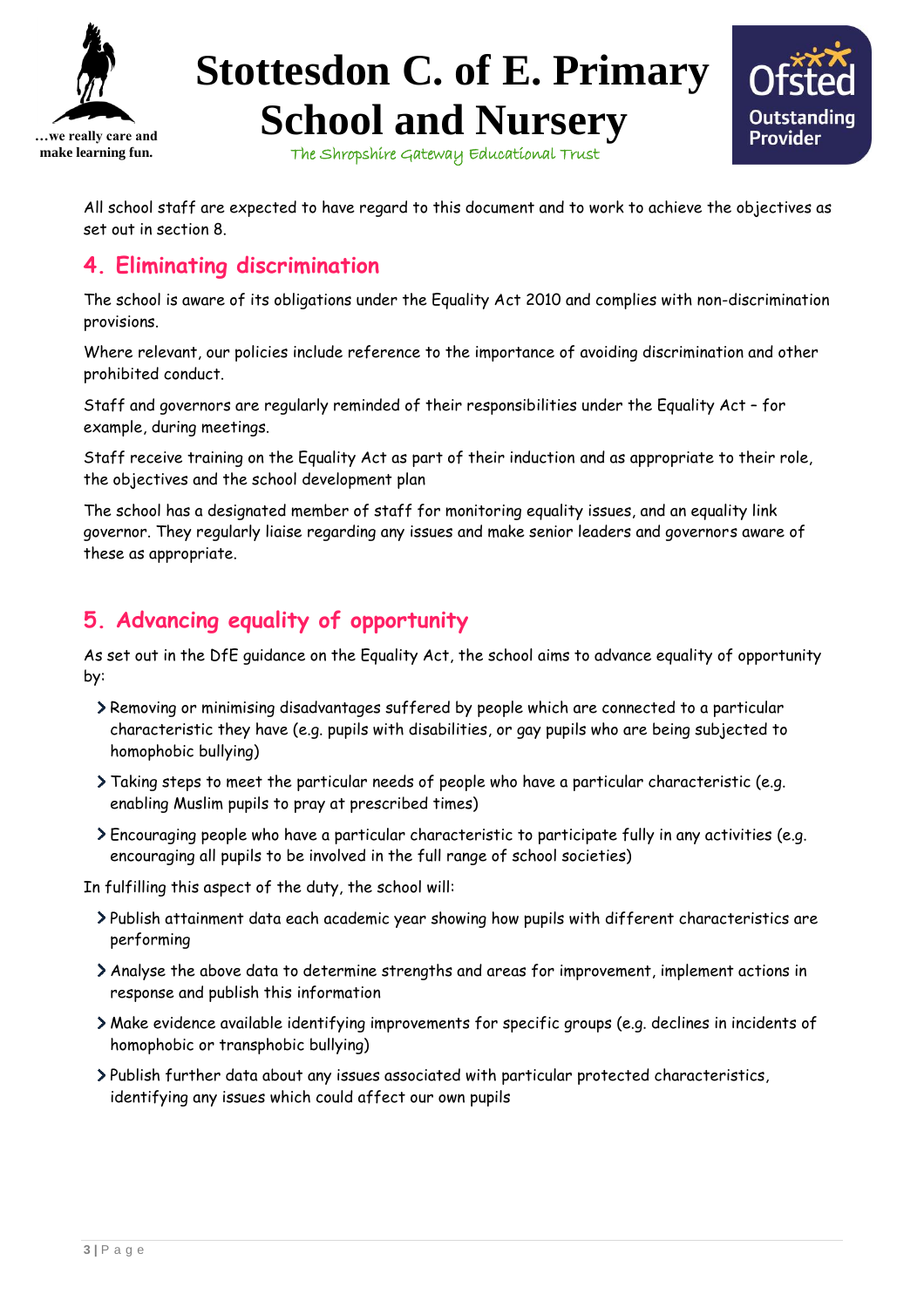All school staff are expected to have regard to this document and to work to achieve the objectives as set out in section 8.

## 4. Eliminating discrimination

The school is aware of its obligations under the Equality Act 2010 and complies with non-discrimination provisions.

Where relevant, our policies include reference to the importance of avoiding discrimination and other prohibited conduct.

Staff and governors are regularly reminded of their responsibilities under the Equality Act – for example, during meetings.

Staff receive training on the Equality Act as part of their induction and as appropriate to their role, the objectives and the school development plan

The school has a designated member of staff for monitoring equality issues, and an equality link governor. They regularly liaise regarding any issues and make senior leaders and governors aware of these as appropriate.

## 5. Advancing equality of opportunity

As set out in the DfE guidance on the Equality Act, the school aims to advance equality of opportunity by:

- Removing or minimising disadvantages suffered by people which are connected to a particular characteristic they have (e.g. pupils with disabilities, or gay pupils who are being subjected to homophobic bullying)
- Taking steps to meet the particular needs of people who have a particular characteristic (e.g. enabling Muslim pupils to pray at prescribed times)
- Encouraging people who have a particular characteristic to participate fully in any activities (e.g. encouraging all pupils to be involved in the full range of school societies)

In fulfilling this aspect of the duty, the school will:

- Publish attainment data each academic year showing how pupils with different characteristics are performing
- Analyse the above data to determine strengths and areas for improvement, implement actions in response and publish this information
- Make evidence available identifying improvements for specific groups (e.g. declines in incidents of homophobic or transphobic bullying)
- Publish further data about any issues associated with particular protected characteristics, identifying any issues which could affect our own pupils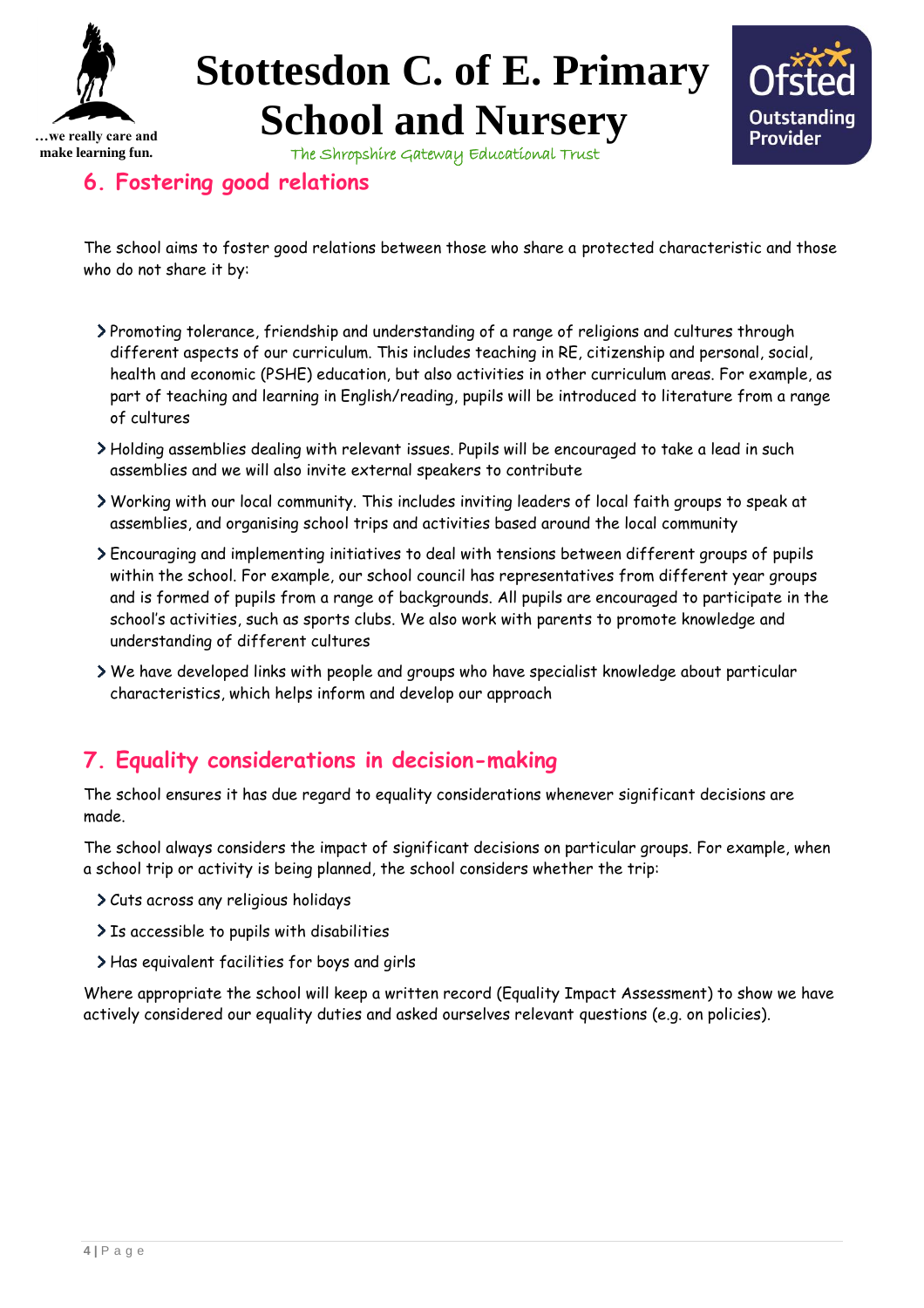## 6. Fostering good relations

The school aims to foster good relations between those who share a protected characteristic and those who do not share it by:

- Promoting tolerance, friendship and understanding of a range of religions and cultures through different aspects of our curriculum. This includes teaching in RE, citizenship and personal, social, health and economic (PSHE) education, but also activities in other curriculum areas. For example, as part of teaching and learning in English/reading, pupils will be introduced to literature from a range of cultures
- Holding assemblies dealing with relevant issues. Pupils will be encouraged to take a lead in such assemblies and we will also invite external speakers to contribute
- Working with our local community. This includes inviting leaders of local faith groups to speak at assemblies, and organising school trips and activities based around the local community
- Encouraging and implementing initiatives to deal with tensions between different groups of pupils within the school. For example, our school council has representatives from different year groups and is formed of pupils from a range of backgrounds. All pupils are encouraged to participate in the school's activities, such as sports clubs. We also work with parents to promote knowledge and understanding of different cultures
- We have developed links with people and groups who have specialist knowledge about particular characteristics, which helps inform and develop our approach

## 7. Equality considerations in decision-making

The school ensures it has due regard to equality considerations whenever significant decisions are made.

The school always considers the impact of significant decisions on particular groups. For example, when a school trip or activity is being planned, the school considers whether the trip:

- Cuts across any religious holidays
- Is accessible to pupils with disabilities
- Has equivalent facilities for boys and girls

Where appropriate the school will keep a written record (Equality Impact Assessment) to show we have actively considered our equality duties and asked ourselves relevant questions (e.g. on policies).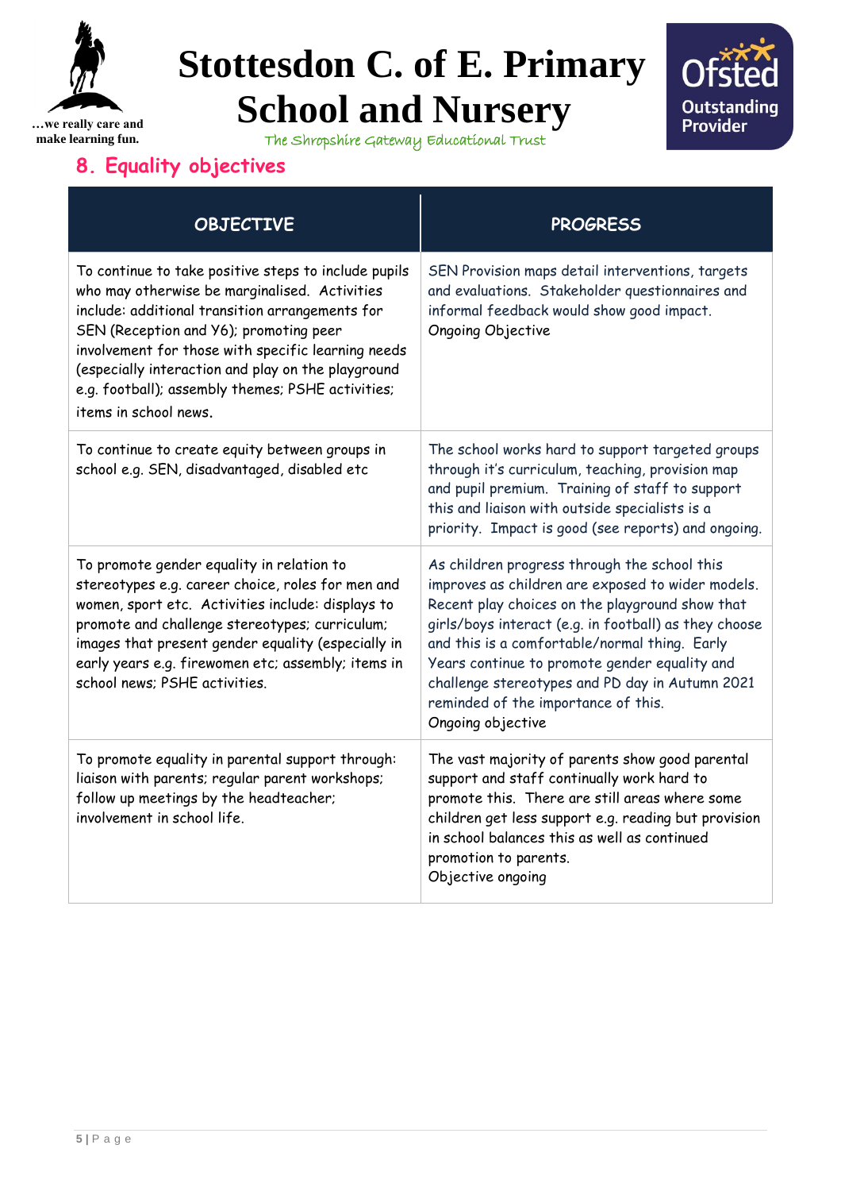## 8. Equality objectives

| OBJECTIVE | PROGRESS |
|---|---|
| To continue to take positive steps to include pupils who may otherwise be marginalised. Activities include: additional transition arrangements for SEN (Reception and Y6); promoting peer involvement for those with specific learning needs (especially interaction and play on the playground e.g. football); assembly themes; PSHE activities; items in school news. | SEN Provision maps detail interventions, targets and evaluations. Stakeholder questionnaires and informal feedback would show good impact. Ongoing Objective |
| To continue to create equity between groups in school e.g. SEN, disadvantaged, disabled etc | The school works hard to support targeted groups through it's curriculum, teaching, provision map and pupil premium. Training of staff to support this and liaison with outside specialists is a priority. Impact is good (see reports) and ongoing. |
| To promote gender equality in relation to stereotypes e.g. career choice, roles for men and women, sport etc. Activities include: displays to promote and challenge stereotypes; curriculum; images that present gender equality (especially in early years e.g. firewomen etc; assembly; items in school news; PSHE activities. | As children progress through the school this improves as children are exposed to wider models. Recent play choices on the playground show that girls/boys interact (e.g. in football) as they choose and this is a comfortable/normal thing. Early Years continue to promote gender equality and challenge stereotypes and PD day in Autumn 2021 reminded of the importance of this. Ongoing objective |
| To promote equality in parental support through: liaison with parents; regular parent workshops; follow up meetings by the headteacher; involvement in school life. | The vast majority of parents show good parental support and staff continually work hard to promote this. There are still areas where some children get less support e.g. reading but provision in school balances this as well as continued promotion to parents. Objective ongoing |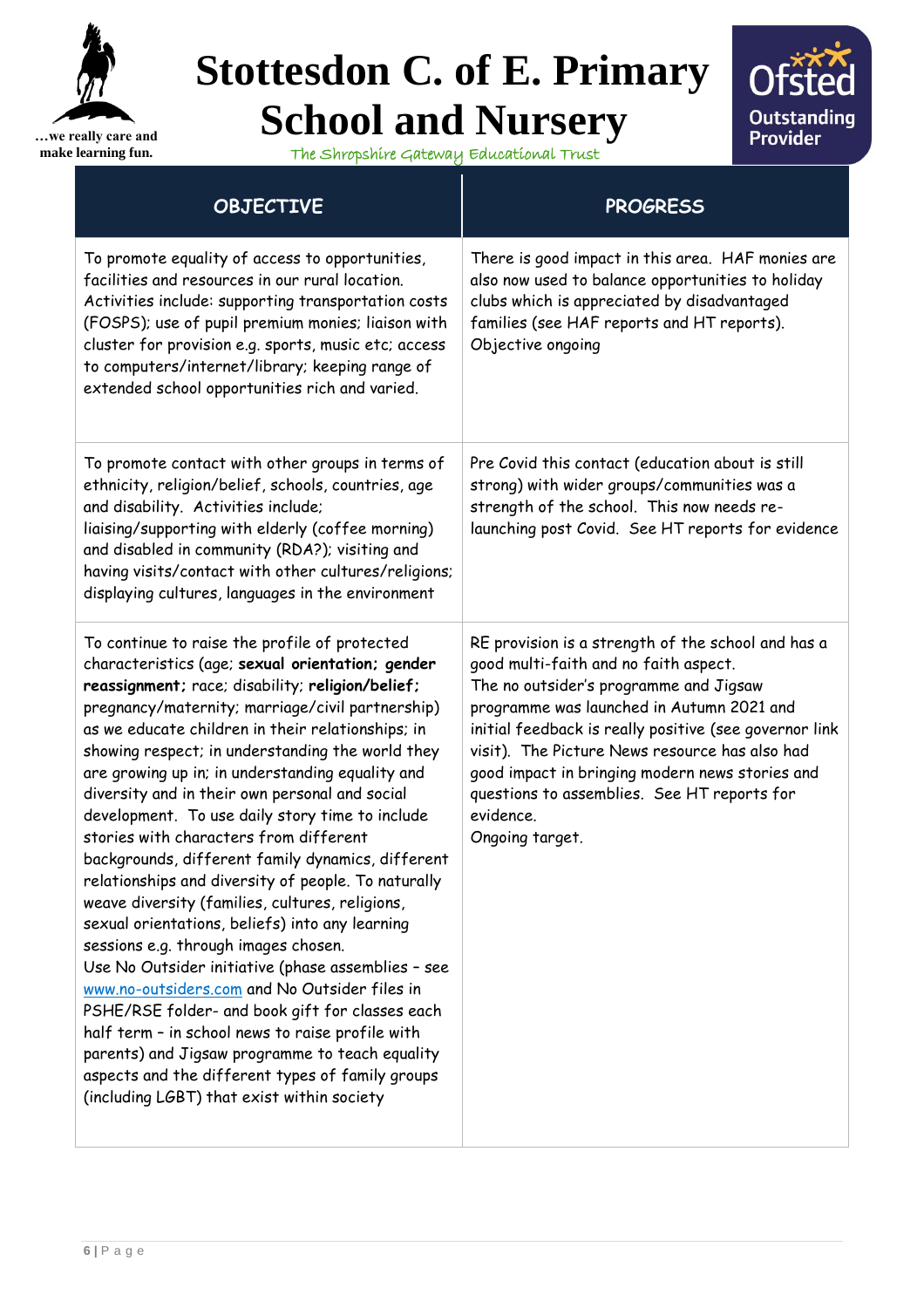# Stottesdon C. of E. Primary School and Nursery

…we really care and make learning fun.

The Shropshire Gateway Educational Trust

Ofsted Outstanding Provider

| OBJECTIVE | PROGRESS |
|---|---|
| To promote equality of access to opportunities, facilities and resources in our rural location. Activities include: supporting transportation costs (FOSPS); use of pupil premium monies; liaison with cluster for provision e.g. sports, music etc; access to computers/internet/library; keeping range of extended school opportunities rich and varied. | There is good impact in this area. HAF monies are also now used to balance opportunities to holiday clubs which is appreciated by disadvantaged families (see HAF reports and HT reports). Objective ongoing |
| To promote contact with other groups in terms of ethnicity, religion/belief, schools, countries, age and disability. Activities include; liaising/supporting with elderly (coffee morning) and disabled in community (RDA?); visiting and having visits/contact with other cultures/religions; displaying cultures, languages in the environment | Pre Covid this contact (education about is still strong) with wider groups/communities was a strength of the school. This now needs re-launching post Covid. See HT reports for evidence |
| To continue to raise the profile of protected characteristics (age; **sexual orientation; gender reassignment;** race; disability; **religion/belief;** pregnancy/maternity; marriage/civil partnership) as we educate children in their relationships; in showing respect; in understanding the world they are growing up in; in understanding equality and diversity and in their own personal and social development. To use daily story time to include stories with characters from different backgrounds, different family dynamics, different relationships and diversity of people. To naturally weave diversity (families, cultures, religions, sexual orientations, beliefs) into any learning sessions e.g. through images chosen.<br>Use No Outsider initiative (phase assemblies – see [www.no-outsiders.com](www.no-outsiders.com) and No Outsider files in PSHE/RSE folder- and book gift for classes each half term – in school news to raise profile with parents) and Jigsaw programme to teach equality aspects and the different types of family groups (including LGBT) that exist within society | RE provision is a strength of the school and has a good multi-faith and no faith aspect.<br>The no outsider's programme and Jigsaw programme was launched in Autumn 2021 and initial feedback is really positive (see governor link visit). The Picture News resource has also had good impact in bringing modern news stories and questions to assemblies. See HT reports for evidence.<br>Ongoing target. |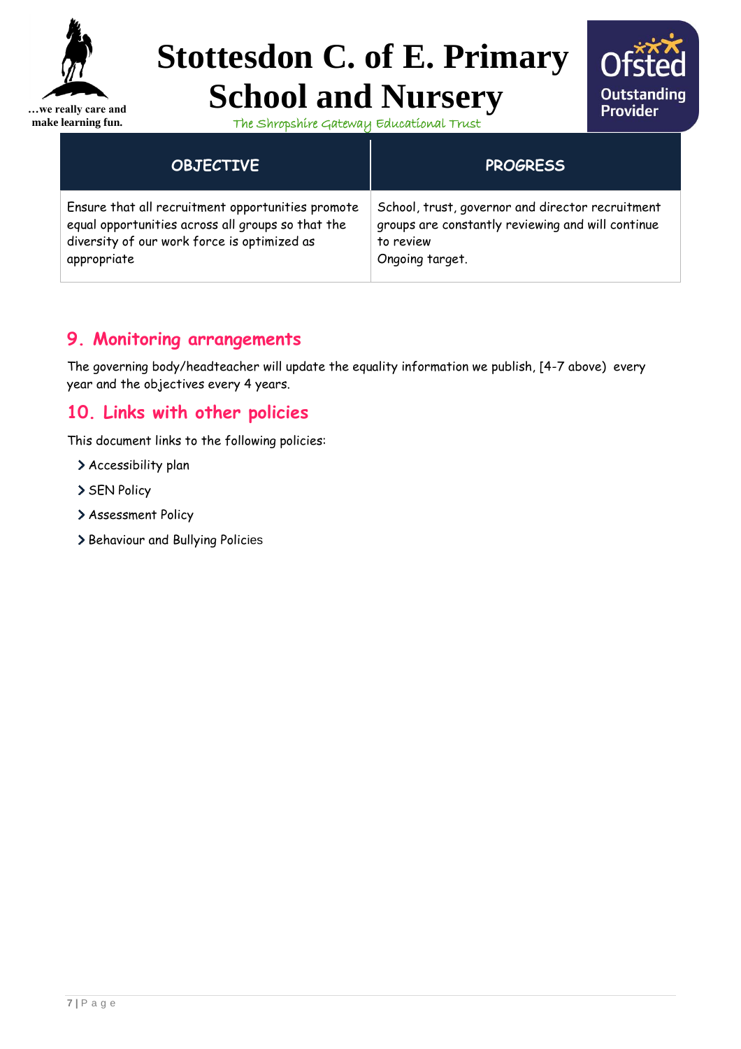| OBJECTIVE | PROGRESS |
| --- | --- |
| Ensure that all recruitment opportunities promote equal opportunities across all groups so that the diversity of our work force is optimized as appropriate | School, trust, governor and director recruitment groups are constantly reviewing and will continue to review<br>Ongoing target. |

## 9. Monitoring arrangements

The governing body/headteacher will update the equality information we publish, [4-7 above) every year and the objectives every 4 years.

## 10. Links with other policies

This document links to the following policies:

- Accessibility plan
- SEN Policy
- Assessment Policy
- Behaviour and Bullying Policies